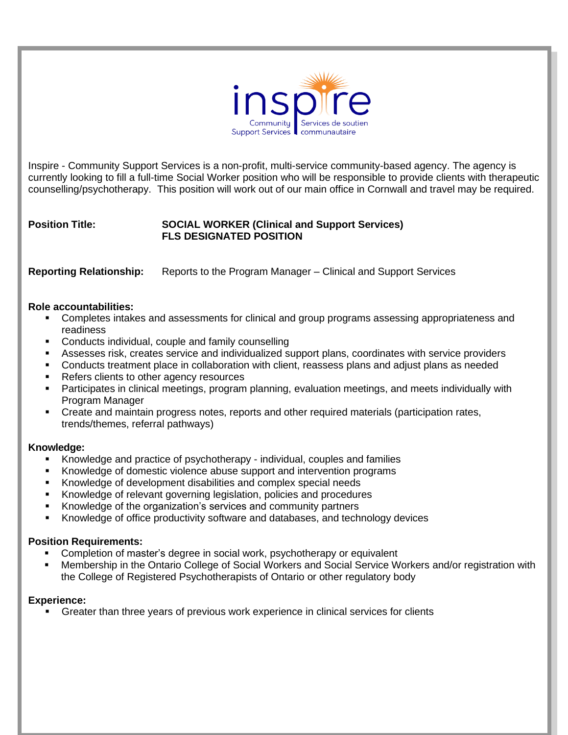inspire

Community Support Services | Services de soutien communautaire

Inspire - Community Support Services is a non-profit, multi-service community-based agency. The agency is currently looking to fill a full-time Social Worker position who will be responsible to provide clients with therapeutic counselling/psychotherapy. This position will work out of our main office in Cornwall and travel may be required.

**Position Title:** **SOCIAL WORKER (Clinical and Support Services)**
**FLS DESIGNATED POSITION**

**Reporting Relationship:** Reports to the Program Manager – Clinical and Support Services

**Role accountabilities:**

- Completes intakes and assessments for clinical and group programs assessing appropriateness and readiness
- Conducts individual, couple and family counselling
- Assesses risk, creates service and individualized support plans, coordinates with service providers
- Conducts treatment place in collaboration with client, reassess plans and adjust plans as needed
- Refers clients to other agency resources
- Participates in clinical meetings, program planning, evaluation meetings, and meets individually with Program Manager
- Create and maintain progress notes, reports and other required materials (participation rates, trends/themes, referral pathways)

**Knowledge:**

- Knowledge and practice of psychotherapy - individual, couples and families
- Knowledge of domestic violence abuse support and intervention programs
- Knowledge of development disabilities and complex special needs
- Knowledge of relevant governing legislation, policies and procedures
- Knowledge of the organization's services and community partners
- Knowledge of office productivity software and databases, and technology devices

**Position Requirements:**

- Completion of master's degree in social work, psychotherapy or equivalent
- Membership in the Ontario College of Social Workers and Social Service Workers and/or registration with the College of Registered Psychotherapists of Ontario or other regulatory body

**Experience:**

- Greater than three years of previous work experience in clinical services for clients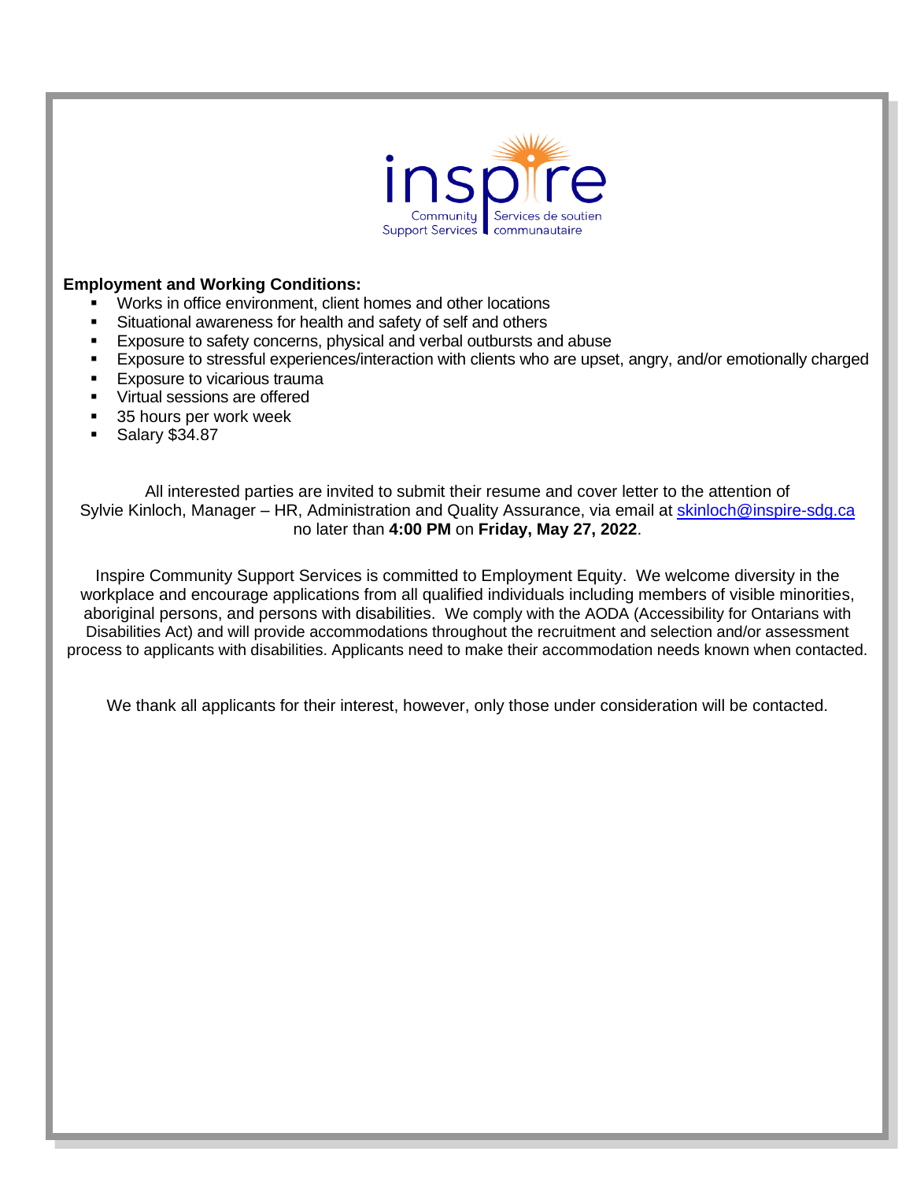**Employment and Working Conditions:**

- Works in office environment, client homes and other locations
- Situational awareness for health and safety of self and others
- Exposure to safety concerns, physical and verbal outbursts and abuse
- Exposure to stressful experiences/interaction with clients who are upset, angry, and/or emotionally charged
- Exposure to vicarious trauma
- Virtual sessions are offered
- 35 hours per work week
- Salary $34.87

All interested parties are invited to submit their resume and cover letter to the attention of Sylvie Kinloch, Manager – HR, Administration and Quality Assurance, via email at skinloch@inspire-sdg.ca no later than **4:00 PM** on **Friday, May 27, 2022**.

Inspire Community Support Services is committed to Employment Equity. We welcome diversity in the workplace and encourage applications from all qualified individuals including members of visible minorities, aboriginal persons, and persons with disabilities. We comply with the AODA (Accessibility for Ontarians with Disabilities Act) and will provide accommodations throughout the recruitment and selection and/or assessment process to applicants with disabilities. Applicants need to make their accommodation needs known when contacted.

We thank all applicants for their interest, however, only those under consideration will be contacted.